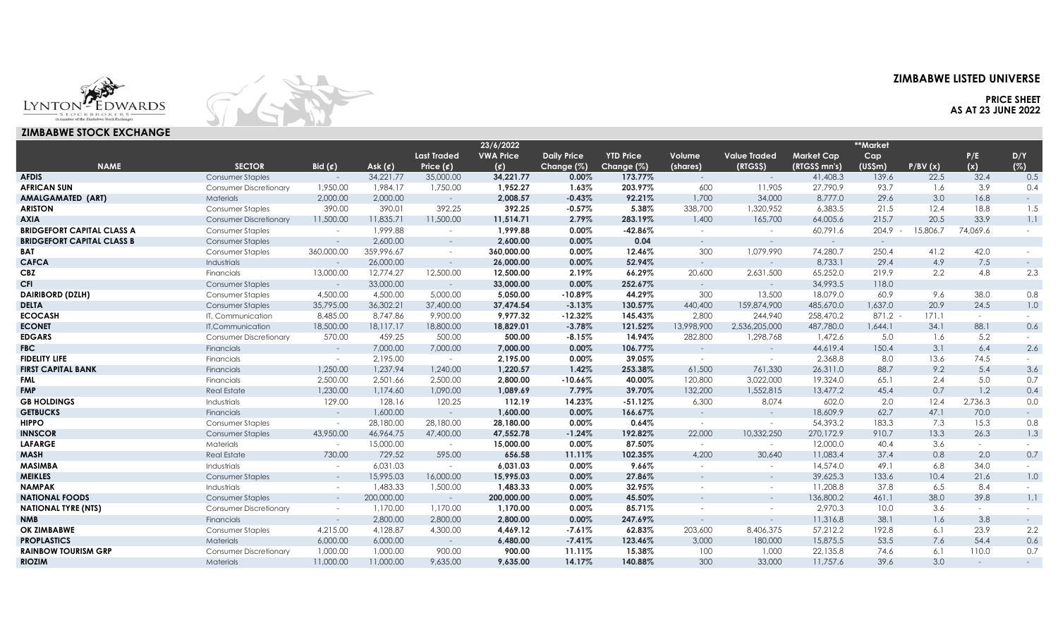# ZIMBABWE LISTED UNIVERSE

**PRICE SHEET**
**AS AT 23 JUNE 2022**

## ZIMBABWE STOCK EXCHANGE

| NAME | SECTOR | Bid (¢) | Ask (¢) | Last Traded Price (¢) | 23/6/2022 VWA Price (¢) | Daily Price Change (%) | YTD Price Change (%) | Volume (shares) | Value Traded (RTGS$) | Market Cap (RTGS$ mn's) | **Market Cap (US$m) | P/BV (x) | P/E (x) | D/Y (%) |
|---|---|---|---|---|---|---|---|---|---|---|---|---|---|---|
| **AFDIS** | Consumer Staples | - | 34,221.77 | 35,000.00 | **34,221.77** | **0.00%** | **173.77%** | - | - | 41,408.3 | 139.6 | 22.5 | 32.4 | 0.5 |
| **AFRICAN SUN** | Consumer Discretionary | 1,950.00 | 1,984.17 | 1,750.00 | **1,952.27** | **1.63%** | **203.97%** | 600 | 11,905 | 27,790.9 | 93.7 | 1.6 | 3.9 | 0.4 |
| **AMALGAMATED (ART)** | Materials | 2,000.00 | 2,000.00 | - | **2,008.57** | **-0.43%** | **92.21%** | 1,700 | 34,000 | 8,777.0 | 29.6 | 3.0 | 16.8 | - |
| **ARISTON** | Consumer Staples | 390.00 | 390.01 | 392.25 | **392.25** | **-0.57%** | **5.38%** | 338,700 | 1,320,952 | 6,383.5 | 21.5 | 12.4 | 18.8 | 1.5 |
| **AXIA** | Consumer Discretionary | 11,500.00 | 11,835.71 | 11,500.00 | **11,514.71** | **2.79%** | **283.19%** | 1,400 | 165,700 | 64,005.6 | 215.7 | 20.5 | 33.9 | 1.1 |
| **BRIDGEFORT CAPITAL CLASS A** | Consumer Staples | - | 1,999.88 | - | **1,999.88** | **0.00%** | **-42.86%** | - | - | 60,791.6 | 204.9 - | 15,806.7 | 74,069.6 | - |
| **BRIDGEFORT CAPITAL CLASS B** | Consumer Staples | - | 2,600.00 | - | **2,600.00** | **0.00%** | **0.04** | - | - | - | - | | | |
| **BAT** | Consumer Staples | 360,000.00 | 359,996.67 | - | **360,000.00** | **0.00%** | **12.46%** | 300 | 1,079,990 | 74,280.7 | 250.4 | 41.2 | 42.0 | - |
| **CAFCA** | Industrials | - | 26,000.00 | - | **26,000.00** | **0.00%** | **52.94%** | - | - | 8,733.1 | 29.4 | 4.9 | 7.5 | - |
| **CBZ** | Financials | 13,000.00 | 12,774.27 | 12,500.00 | **12,500.00** | **2.19%** | **66.29%** | 20,600 | 2,631,500 | 65,252.0 | 219.9 | 2.2 | 4.8 | 2.3 |
| **CFI** | Consumer Staples | - | 33,000.00 | - | **33,000.00** | **0.00%** | **252.67%** | - | - | 34,993.5 | 118.0 | | | |
| **DAIRIBORD (DZLH)** | Consumer Staples | 4,500.00 | 4,500.00 | 5,000.00 | **5,050.00** | **-10.89%** | **44.29%** | 300 | 13,500 | 18,079.0 | 60.9 | 9.6 | 38.0 | 0.8 |
| **DELTA** | Consumer Staples | 35,795.00 | 36,302.21 | 37,400.00 | **37,474.54** | **-3.13%** | **130.57%** | 440,400 | 159,874,900 | 485,670.0 | 1,637.0 | 20.9 | 24.5 | 1.0 |
| **ECOCASH** | IT, Communication | 8,485.00 | 8,747.86 | 9,900.00 | **9,977.32** | **-12.32%** | **145.43%** | 2,800 | 244,940 | 258,470.2 | 871.2 - | 171.1 | - | - |
| **ECONET** | IT,Communication | 18,500.00 | 18,117.17 | 18,800.00 | **18,829.01** | **-3.78%** | **121.52%** | 13,998,900 | 2,536,205,000 | 487,780.0 | 1,644.1 | 34.1 | 88.1 | 0.6 |
| **EDGARS** | Consumer Discretionary | 570.00 | 459.25 | 500.00 | **500.00** | **-8.15%** | **14.94%** | 282,800 | 1,298,768 | 1,472.6 | 5.0 | 1.6 | 5.2 | - |
| **FBC** | Financials | - | 7,000.00 | 7,000.00 | **7,000.00** | **0.00%** | **106.77%** | - | - | 44,619.4 | 150.4 | 3.1 | 6.4 | 2.6 |
| **FIDELITY LIFE** | Financials | - | 2,195.00 | - | **2,195.00** | **0.00%** | **39.05%** | - | - | 2,368.8 | 8.0 | 13.6 | 74.5 | - |
| **FIRST CAPITAL BANK** | Financials | 1,250.00 | 1,237.94 | 1,240.00 | **1,220.57** | **1.42%** | **253.38%** | 61,500 | 761,330 | 26,311.0 | 88.7 | 9.2 | 5.4 | 3.6 |
| **FML** | Financials | 2,500.00 | 2,501.66 | 2,500.00 | **2,800.00** | **-10.66%** | **40.00%** | 120,800 | 3,022,000 | 19,324.0 | 65.1 | 2.4 | 5.0 | 0.7 |
| **FMP** | Real Estate | 1,230.00 | 1,174.60 | 1,090.00 | **1,089.69** | **7.79%** | **39.70%** | 132,200 | 1,552,815 | 13,477.2 | 45.4 | 0.7 | 1.2 | 0.4 |
| **GB HOLDINGS** | Industrials | 129.00 | 128.16 | 120.25 | **112.19** | **14.23%** | **-51.12%** | 6,300 | 8,074 | 602.0 | 2.0 | 12.4 | 2,736.3 | 0.0 |
| **GETBUCKS** | Financials | - | 1,600.00 | - | **1,600.00** | **0.00%** | **166.67%** | - | - | 18,609.9 | 62.7 | 47.1 | 70.0 | - |
| **HIPPO** | Consumer Staples | - | 28,180.00 | 28,180.00 | **28,180.00** | **0.00%** | **0.64%** | - | - | 54,393.2 | 183.3 | 7.3 | 15.3 | 0.8 |
| **INNSCOR** | Consumer Staples | 43,950.00 | 46,964.75 | 47,400.00 | **47,552.78** | **-1.24%** | **192.82%** | 22,000 | 10,332,250 | 270,172.9 | 910.7 | 13.3 | 26.3 | 1.3 |
| **LAFARGE** | Materials | - | 15,000.00 | - | **15,000.00** | **0.00%** | **87.50%** | - | - | 12,000.0 | 40.4 | 3.6 | - | - |
| **MASH** | Real Estate | 730.00 | 729.52 | 595.00 | **656.58** | **11.11%** | **102.35%** | 4,200 | 30,640 | 11,083.4 | 37.4 | 0.8 | 2.0 | 0.7 |
| **MASIMBA** | Industrials | - | 6,031.03 | - | **6,031.03** | **0.00%** | **9.66%** | - | - | 14,574.0 | 49.1 | 6.8 | 34.0 | - |
| **MEIKLES** | Consumer Staples | - | 15,995.03 | 16,000.00 | **15,995.03** | **0.00%** | **27.86%** | - | - | 39,625.3 | 133.6 | 10.4 | 21.6 | 1.0 |
| **NAMPAK** | Industrials | - | 1,483.33 | 1,500.00 | **1,483.33** | **0.00%** | **32.95%** | - | - | 11,208.8 | 37.8 | 6.5 | 8.4 | - |
| **NATIONAL FOODS** | Consumer Staples | - | 200,000.00 | - | **200,000.00** | **0.00%** | **45.50%** | - | - | 136,800.2 | 461.1 | 38.0 | 39.8 | 1.1 |
| **NATIONAL TYRE (NTS)** | Consumer Discretionary | - | 1,170.00 | 1,170.00 | **1,170.00** | **0.00%** | **85.71%** | - | - | 2,970.3 | 10.0 | 3.6 | - | - |
| **NMB** | Financials | - | 2,800.00 | 2,800.00 | **2,800.00** | **0.00%** | **247.69%** | - | - | 11,316.8 | 38.1 | 1.6 | 3.8 | - |
| **OK ZIMBABWE** | Consumer Staples | 4,215.00 | 4,128.87 | 4,300.00 | **4,469.12** | **-7.61%** | **62.83%** | 203,600 | 8,406,375 | 57,212.2 | 192.8 | 6.1 | 23.9 | 2.2 |
| **PROPLASTICS** | Materials | 6,000.00 | 6,000.00 | - | **6,480.00** | **-7.41%** | **123.46%** | 3,000 | 180,000 | 15,875.5 | 53.5 | 7.6 | 54.4 | 0.6 |
| **RAINBOW TOURISM GRP** | Consumer Discretionary | 1,000.00 | 1,000.00 | 900.00 | **900.00** | **11.11%** | **15.38%** | 100 | 1,000 | 22,135.8 | 74.6 | 6.1 | 110.0 | 0.7 |
| **RIOZIM** | Materials | 11,000.00 | 11,000.00 | 9,635.00 | **9,635.00** | **14.17%** | **140.88%** | 300 | 33,000 | 11,757.6 | 39.6 | 3.0 | - | - |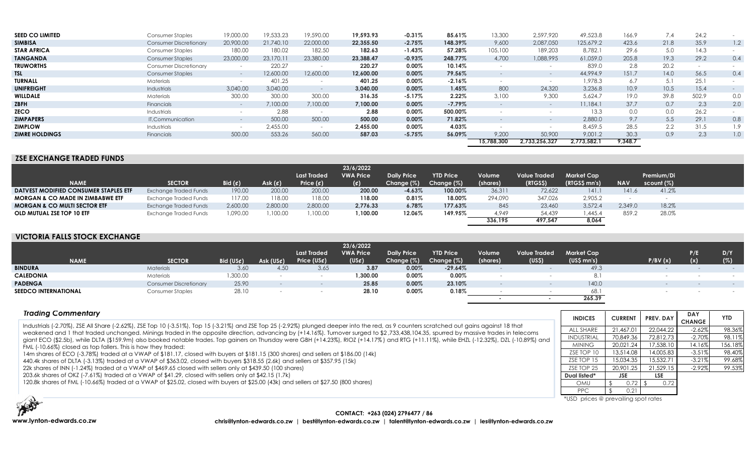| | | | | | | | | | | | | | | | |
|---|---|---|---|---|---|---|---|---|---|---|---|---|---|---|---|
| **SEED CO LIMITED** | Consumer Staples | 19,000.00 | 19,533.23 | 19,590.00 | **19,593.93** | **-0.31%** | **85.61%** | 13,300 | 2,597,920 | 49,523.8 | 166.9 | 7.4 | 24.2 | - |
| **SIMBISA** | Consumer Discretionary | 20,900.00 | 21,740.10 | 22,000.00 | **22,355.50** | **-2.75%** | **148.39%** | 9,600 | 2,087,050 | 125,679.2 | 423.6 | 21.8 | 35.9 | 1.2 |
| **STAR AFRICA** | Consumer Staples | 180.00 | 180.02 | 182.50 | **182.63** | **-1.43%** | **57.28%** | 105,100 | 189,203 | 8,782.1 | 29.6 | 5.0 | 14.3 | - |
| **TANGANDA** | Consumer Staples | 23,000.00 | 23,170.11 | 23,380.00 | **23,388.47** | **-0.93%** | **248.77%** | 4,700 | 1,088,995 | 61,059.0 | 205.8 | 19.3 | 29.2 | 0.4 |
| **TRUWORTHS** | Consumer Discretionary | - | 220.27 | - | **220.27** | **0.00%** | **10.14%** | - | - | 839.0 | 2.8 | 20.2 | - | - |
| **TSL** | Consumer Staples | - | 12,600.00 | 12,600.00 | **12,600.00** | **0.00%** | **79.56%** | - | - | 44,994.9 | 151.7 | 14.0 | 56.5 | 0.4 |
| **TURNALL** | Materials | - | 401.25 | - | **401.25** | **0.00%** | **-2.16%** | - | - | 1,978.3 | 6.7 | 5.1 | 25.1 | - |
| **UNIFREIGHT** | Industrials | 3,040.00 | 3,040.00 | - | **3,040.00** | **0.00%** | **1.45%** | 800 | 24,320 | 3,236.8 | 10.9 | 10.5 | 15.4 | - |
| **WILLDALE** | Materials | 300.00 | 300.00 | 300.00 | **316.35** | **-5.17%** | **2.22%** | 3,100 | 9,300 | 5,624.7 | 19.0 | 39.8 | 502.9 | 0.0 |
| **ZBFH** | Financials | - | 7,100.00 | 7,100.00 | **7,100.00** | **0.00%** | **-7.79%** | - | - | 11,184.1 | 37.7 | 0.7 | 2.3 | 2.0 |
| **ZECO** | Industrials | - | 2.88 | - | **2.88** | **0.00%** | **500.00%** | - | - | 13.3 | 0.0 | 0.0 | 26.2 | - |
| **ZIMPAPERS** | IT,Communication | - | 500.00 | 500.00 | **500.00** | **0.00%** | **71.82%** | - | - | 2,880.0 | 9.7 | 5.5 | 29.1 | 0.8 |
| **ZIMPLOW** | Industrials | - | 2,455.00 | - | **2,455.00** | **0.00%** | **4.03%** | - | - | 8,459.5 | 28.5 | 2.2 | 31.5 | 1.9 |
| **ZIMRE HOLDINGS** | Financials | 500.00 | 553.26 | 560.00 | **587.03** | **-5.75%** | **56.09%** | 9,200 | 50,900 | 9,001.2 | 30.3 | 0.9 | 2.3 | 1.0 |
| | | | | | | | | **15,788,300** | **2,733,256,327** | **2,773,582.1** | **9,348.7** | | | |

## ZSE EXCHANGE TRADED FUNDS

| NAME | SECTOR | Bid (¢) | Ask (¢) | Last Traded Price (¢) | 23/6/2022 VWA Price (¢) | Daily Price Change (%) | YTD Price Change (%) | Volume (shares) | Value Traded (RTGS$) | Market Cap (RTGS$ mn's) | NAV | Premium/Discount (%) |
|---|---|---|---|---|---|---|---|---|---|---|---|---|
| **DATVEST MODIFIED CONSUMER STAPLES ETF** | Exchange Traded Funds | 190.00 | 200.00 | 200.00 | **200.00** | **-4.63%** | **100.00%** | 36,311 | 72,622 | 141.1 | 141.6 | 41.2% |
| **MORGAN & CO MADE IN ZIMBABWE ETF** | Exchange Traded Funds | 117.00 | 118.00 | 118.00 | **118.00** | **0.81%** | **18.00%** | 294,090 | 347,026 | 2,905.2 | - | - |
| **MORGAN & CO MULTI SECTOR ETF** | Exchange Traded Funds | 2,600.00 | 2,800.00 | 2,800.00 | **2,776.33** | **6.78%** | **177.63%** | 845 | 23,460 | 3,572.4 | 2,349.0 | 18.2% |
| **OLD MUTUAL ZSE TOP 10 ETF** | Exchange Traded Funds | 1,090.00 | 1,100.00 | 1,100.00 | **1,100.00** | **12.06%** | **149.95%** | 4,949 | 54,439 | 1,445.4 | 859.2 | 28.0% |
| | | | | | | | | **336,195** | **497,547** | **8,064** | | |

## VICTORIA FALLS STOCK EXCHANGE

| NAME | SECTOR | Bid (US¢) | Ask (US¢) | Last Traded Price (US¢) | 23/6/2022 VWA Price (US¢) | Daily Price Change (%) | YTD Price Change (%) | Volume (shares) | Value Traded (US$) | Market Cap (US$ mn's) | P/BV (x) | P/E (x) | D/Y (%) |
|---|---|---|---|---|---|---|---|---|---|---|---|---|---|
| **BINDURA** | Materials | 3.60 | 4.50 | 3.65 | **3.87** | **0.00%** | **-29.64%** | - | - | 49.3 | - | - | - |
| **CALEDONIA** | Materials | 1,300.00 | - | - | **1,300.00** | **0.00%** | **0.00%** | - | - | 8.1 | - | - | - |
| **PADENGA** | Consumer Discretionary | 25.90 | - | - | **25.85** | **0.00%** | **23.10%** | - | - | 140.0 | - | - | - |
| **SEEDCO INTERNATIONAL** | Consumer Staples | 28.10 | - | - | **28.10** | **0.00%** | **0.18%** | - | - | 68.1 | - | - | - |
| | | | | | | | | **-** | **-** | **265.39** | | | |

### *Trading Commentary*

Industrials (-2.70%), ZSE All Share (-2.62%), ZSE Top 10 (-3.51%), Top 15 (-3.21%) and ZSE Top 25 (-2.92%) plunged deeper into the red, as 9 counters scratched out gains against 18 that weakened and 1 that traded unchanged. Minings traded in the opposite direction, advancing by (+14.16%). Turnover surged to $2,733,438,104.35, spurred by massive trades in telecoms giant ECO ($2.5b), while DLTA ($159.9m) also booked notable trades. Top gainers on Thursday were GBH (+14.23%), RIOZ (+14.17%) and RTG (+11.11%), while EHZL (-12.32%), DZL (-10.89%) and FML (-10.66%) closed as top fallers. This is how they traded:

14m shares of ECO (-3.78%) traded at a VWAP of $181.17, closed with buyers at $181.15 (300 shares) and sellers at $186.00 (14k)

440.4k shares of DLTA (-3.13%) traded at a VWAP of $363.02, closed with buyers $318.55 (2.6k) and sellers at $357.95 (15k)

22k shares of INN (-1.24%) traded at a VWAP of $469.65 closed with sellers only at $439.50 (100 shares)

203.6k shares of OKZ (-7.61%) traded at a VWAP of $41.29, closed with sellers only at $42.15 (1.7k)

120.8k shares of FML (-10.66%) traded at a VWAP of $25.02, closed with buyers at $25.00 (43k) and sellers at $27.50 (800 shares)

| INDICES | CURRENT | PREV. DAY | DAY CHANGE | YTD |
|---|---|---|---|---|
| ALL SHARE | 21,467.01 | 22,044.22 | -2.62% | 98.36% |
| INDUSTRIAL | 70,849.36 | 72,812.73 | -2.70% | 98.11% |
| MINING | 20,021.24 | 17,538.10 | 14.16% | 156.18% |
| ZSE TOP 10 | 13,514.08 | 14,005.83 | -3.51% | 98.40% |
| ZSE TOP 15 | 15,034.35 | 15,532.71 | -3.21% | 99.68% |
| ZSE TOP 25 | 20,901.25 | 21,529.15 | -2.92% | 99.53% |
| **Dual listed*** | **JSE** | **LSE** | | |
| OMU | $ 0.72 | $ 0.72 | | |
| PPC | $ 0.21 | | | |

*USD prices @ prevailing spot rates

**CONTACT: +263 (024) 2796477 / 86**

www.lynton-edwards.co.zw

chris@lynton-edwards.co.zw | best@lynton-edwards.co.zw | talent@lynton-edwards.co.zw | les@lynton-edwards.co.zw